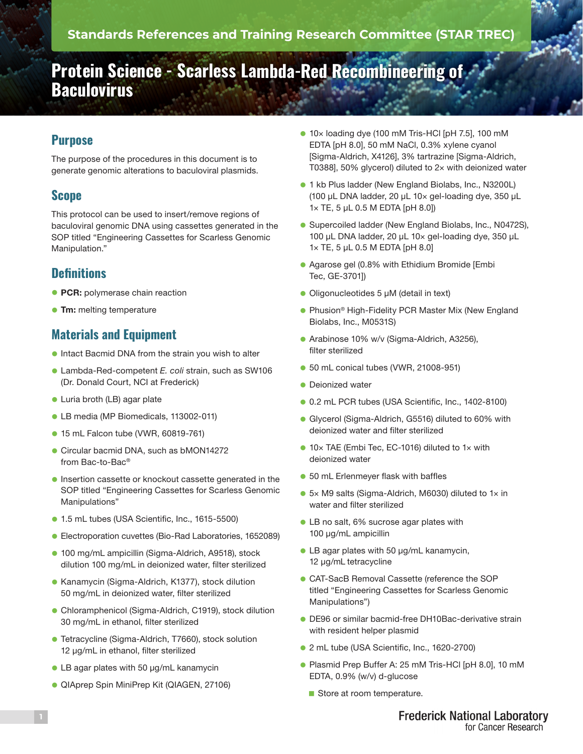Standards References and Training Research Committee (STAR TREC)

# Protein Science - Scarless Lambda-Red Recombineering of Baculovirus

## Purpose

The purpose of the procedures in this document is to generate genomic alterations to baculoviral plasmids.

## Scope

This protocol can be used to insert/remove regions of baculoviral genomic DNA using cassettes generated in the SOP titled "Engineering Cassettes for Scarless Genomic Manipulation."

## Definitions

- **PCR:** polymerase chain reaction
- **Tm:** melting temperature

## Materials and Equipment

- Intact Bacmid DNA from the strain you wish to alter
- Lambda-Red-competent *E. coli* strain, such as SW106 (Dr. Donald Court, NCI at Frederick)
- Luria broth (LB) agar plate
- LB media (MP Biomedicals, 113002-011)
- 15 mL Falcon tube (VWR, 60819-761)
- Circular bacmid DNA, such as bMON14272 from Bac-to-Bac®
- Insertion cassette or knockout cassette generated in the SOP titled "Engineering Cassettes for Scarless Genomic Manipulations"
- 1.5 mL tubes (USA Scientific, Inc., 1615-5500)
- Electroporation cuvettes (Bio-Rad Laboratories, 1652089)
- 100 mg/mL ampicillin (Sigma-Aldrich, A9518), stock dilution 100 mg/mL in deionized water, filter sterilized
- Kanamycin (Sigma-Aldrich, K1377), stock dilution 50 mg/mL in deionized water, filter sterilized
- Chloramphenicol (Sigma-Aldrich, C1919), stock dilution 30 mg/mL in ethanol, filter sterilized
- Tetracycline (Sigma-Aldrich, T7660), stock solution 12 µg/mL in ethanol, filter sterilized
- LB agar plates with 50 µg/mL kanamycin
- QIAprep Spin MiniPrep Kit (QIAGEN, 27106)
- 10× loading dye (100 mM Tris-HCl [pH 7.5], 100 mM EDTA [pH 8.0], 50 mM NaCl, 0.3% xylene cyanol [Sigma-Aldrich, X4126], 3% tartrazine [Sigma-Aldrich, T0388], 50% glycerol) diluted to 2× with deionized water
- 1 kb Plus ladder (New England Biolabs, Inc., N3200L) (100 µL DNA ladder, 20 µL 10× gel-loading dye, 350 µL 1× TE, 5 µL 0.5 M EDTA [pH 8.0])
- Supercoiled ladder (New England Biolabs, Inc., N0472S), 100 µL DNA ladder, 20 µL 10× gel-loading dye, 350 µL 1× TE, 5 µL 0.5 M EDTA [pH 8.0]
- Agarose gel (0.8% with Ethidium Bromide [Embi Tec, GE-3701])
- Oligonucleotides 5 µM (detail in text)
- Phusion® High-Fidelity PCR Master Mix (New England Biolabs, Inc., M0531S)
- Arabinose 10% w/v (Sigma-Aldrich, A3256), filter sterilized
- 50 mL conical tubes (VWR, 21008-951)
- Deionized water
- 0.2 mL PCR tubes (USA Scientific, Inc., 1402-8100)
- Glycerol (Sigma-Aldrich, G5516) diluted to 60% with deionized water and filter sterilized
- 10× TAE (Embi Tec, EC-1016) diluted to 1× with deionized water
- 50 mL Erlenmeyer flask with baffles
- 5× M9 salts (Sigma-Aldrich, M6030) diluted to 1× in water and filter sterilized
- LB no salt, 6% sucrose agar plates with 100 µg/mL ampicillin
- LB agar plates with 50 µg/mL kanamycin, 12 µg/mL tetracycline
- CAT-SacB Removal Cassette (reference the SOP titled "Engineering Cassettes for Scarless Genomic Manipulations")
- DE96 or similar bacmid-free DH10Bac-derivative strain with resident helper plasmid
- 2 mL tube (USA Scientific, Inc., 1620-2700)
- Plasmid Prep Buffer A: 25 mM Tris-HCl [pH 8.0], 10 mM EDTA, 0.9% (w/v) d-glucose
  - Store at room temperature.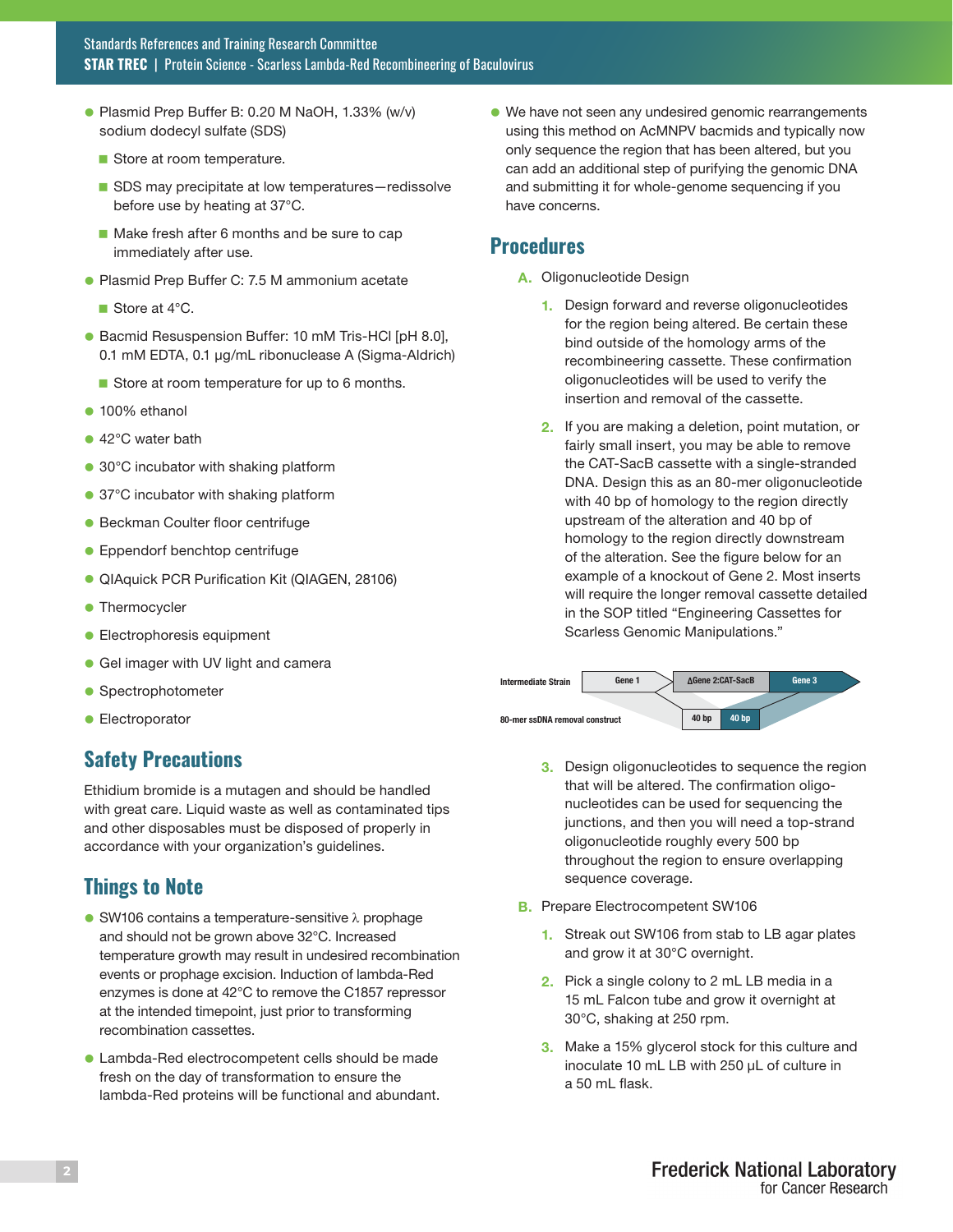- Plasmid Prep Buffer B: 0.20 M NaOH, 1.33% (w/v) sodium dodecyl sulfate (SDS)
  - Store at room temperature.
  - SDS may precipitate at low temperatures—redissolve before use by heating at 37°C.
  - Make fresh after 6 months and be sure to cap immediately after use.
- Plasmid Prep Buffer C: 7.5 M ammonium acetate
  - Store at 4°C.
- Bacmid Resuspension Buffer: 10 mM Tris-HCl [pH 8.0], 0.1 mM EDTA, 0.1 µg/mL ribonuclease A (Sigma-Aldrich)
  - Store at room temperature for up to 6 months.
- 100% ethanol
- 42°C water bath
- 30°C incubator with shaking platform
- 37°C incubator with shaking platform
- Beckman Coulter floor centrifuge
- Eppendorf benchtop centrifuge
- QIAquick PCR Purification Kit (QIAGEN, 28106)
- Thermocycler
- Electrophoresis equipment
- Gel imager with UV light and camera
- Spectrophotometer
- Electroporator

## Safety Precautions

Ethidium bromide is a mutagen and should be handled with great care. Liquid waste as well as contaminated tips and other disposables must be disposed of properly in accordance with your organization's guidelines.

## Things to Note

- SW106 contains a temperature-sensitive λ prophage and should not be grown above 32°C. Increased temperature growth may result in undesired recombination events or prophage excision. Induction of lambda-Red enzymes is done at 42°C to remove the C1857 repressor at the intended timepoint, just prior to transforming recombination cassettes.
- Lambda-Red electrocompetent cells should be made fresh on the day of transformation to ensure the lambda-Red proteins will be functional and abundant.
- We have not seen any undesired genomic rearrangements using this method on AcMNPV bacmids and typically now only sequence the region that has been altered, but you can add an additional step of purifying the genomic DNA and submitting it for whole-genome sequencing if you have concerns.

## Procedures

A. Oligonucleotide Design

1. Design forward and reverse oligonucleotides for the region being altered. Be certain these bind outside of the homology arms of the recombineering cassette. These confirmation oligonucleotides will be used to verify the insertion and removal of the cassette.
2. If you are making a deletion, point mutation, or fairly small insert, you may be able to remove the CAT-SacB cassette with a single-stranded DNA. Design this as an 80-mer oligonucleotide with 40 bp of homology to the region directly upstream of the alteration and 40 bp of homology to the region directly downstream of the alteration. See the figure below for an example of a knockout of Gene 2. Most inserts will require the longer removal cassette detailed in the SOP titled "Engineering Cassettes for Scarless Genomic Manipulations."

Intermediate Strain | Gene 1 | ΔGene 2:CAT-SacB | Gene 3

80-mer ssDNA removal construct | 40 bp | 40 bp

3. Design oligonucleotides to sequence the region that will be altered. The confirmation oligonucleotides can be used for sequencing the junctions, and then you will need a top-strand oligonucleotide roughly every 500 bp throughout the region to ensure overlapping sequence coverage.

B. Prepare Electrocompetent SW106

1. Streak out SW106 from stab to LB agar plates and grow it at 30°C overnight.
2. Pick a single colony to 2 mL LB media in a 15 mL Falcon tube and grow it overnight at 30°C, shaking at 250 rpm.
3. Make a 15% glycerol stock for this culture and inoculate 10 mL LB with 250 µL of culture in a 50 mL flask.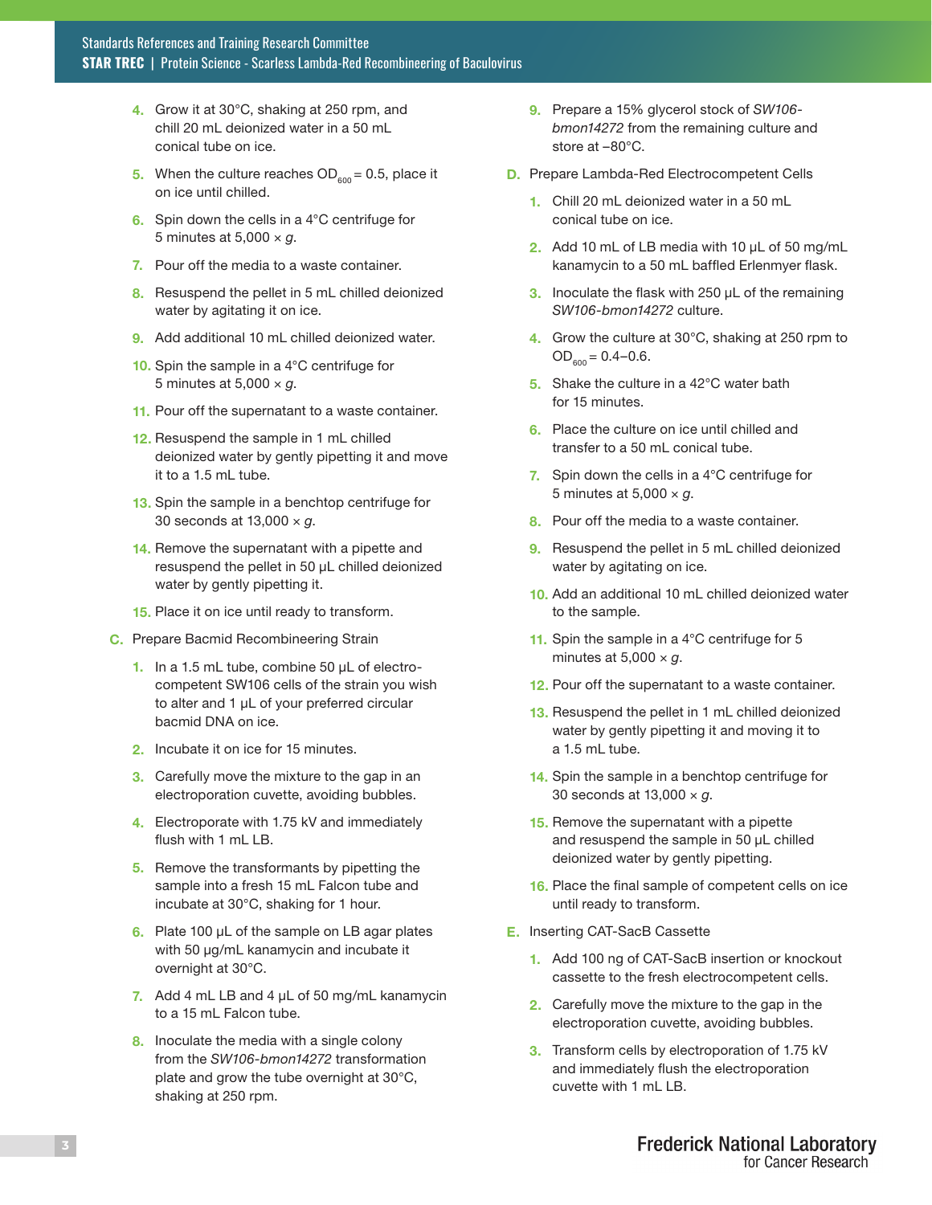4. Grow it at 30°C, shaking at 250 rpm, and chill 20 mL deionized water in a 50 mL conical tube on ice.
5. When the culture reaches $OD_{600}$ = 0.5, place it on ice until chilled.
6. Spin down the cells in a 4°C centrifuge for 5 minutes at 5,000 × *g*.
7. Pour off the media to a waste container.
8. Resuspend the pellet in 5 mL chilled deionized water by agitating it on ice.
9. Add additional 10 mL chilled deionized water.
10. Spin the sample in a 4°C centrifuge for 5 minutes at 5,000 × *g*.
11. Pour off the supernatant to a waste container.
12. Resuspend the sample in 1 mL chilled deionized water by gently pipetting it and move it to a 1.5 mL tube.
13. Spin the sample in a benchtop centrifuge for 30 seconds at 13,000 × *g*.
14. Remove the supernatant with a pipette and resuspend the pellet in 50 µL chilled deionized water by gently pipetting it.
15. Place it on ice until ready to transform.

**C. Prepare Bacmid Recombineering Strain**

1. In a 1.5 mL tube, combine 50 µL of electro-competent SW106 cells of the strain you wish to alter and 1 µL of your preferred circular bacmid DNA on ice.
2. Incubate it on ice for 15 minutes.
3. Carefully move the mixture to the gap in an electroporation cuvette, avoiding bubbles.
4. Electroporate with 1.75 kV and immediately flush with 1 mL LB.
5. Remove the transformants by pipetting the sample into a fresh 15 mL Falcon tube and incubate at 30°C, shaking for 1 hour.
6. Plate 100 µL of the sample on LB agar plates with 50 µg/mL kanamycin and incubate it overnight at 30°C.
7. Add 4 mL LB and 4 µL of 50 mg/mL kanamycin to a 15 mL Falcon tube.
8. Inoculate the media with a single colony from the *SW106-bmon14272* transformation plate and grow the tube overnight at 30°C, shaking at 250 rpm.
9. Prepare a 15% glycerol stock of *SW106-bmon14272* from the remaining culture and store at –80°C.

**D. Prepare Lambda-Red Electrocompetent Cells**

1. Chill 20 mL deionized water in a 50 mL conical tube on ice.
2. Add 10 mL of LB media with 10 µL of 50 mg/mL kanamycin to a 50 mL baffled Erlenmyer flask.
3. Inoculate the flask with 250 µL of the remaining *SW106-bmon14272* culture.
4. Grow the culture at 30°C, shaking at 250 rpm to $OD_{600}$ = 0.4–0.6.
5. Shake the culture in a 42°C water bath for 15 minutes.
6. Place the culture on ice until chilled and transfer to a 50 mL conical tube.
7. Spin down the cells in a 4°C centrifuge for 5 minutes at 5,000 × *g*.
8. Pour off the media to a waste container.
9. Resuspend the pellet in 5 mL chilled deionized water by agitating on ice.
10. Add an additional 10 mL chilled deionized water to the sample.
11. Spin the sample in a 4°C centrifuge for 5 minutes at 5,000 × *g*.
12. Pour off the supernatant to a waste container.
13. Resuspend the pellet in 1 mL chilled deionized water by gently pipetting it and moving it to a 1.5 mL tube.
14. Spin the sample in a benchtop centrifuge for 30 seconds at 13,000 × *g*.
15. Remove the supernatant with a pipette and resuspend the sample in 50 µL chilled deionized water by gently pipetting.
16. Place the final sample of competent cells on ice until ready to transform.

**E. Inserting CAT-SacB Cassette**

1. Add 100 ng of CAT-SacB insertion or knockout cassette to the fresh electrocompetent cells.
2. Carefully move the mixture to the gap in the electroporation cuvette, avoiding bubbles.
3. Transform cells by electroporation of 1.75 kV and immediately flush the electroporation cuvette with 1 mL LB.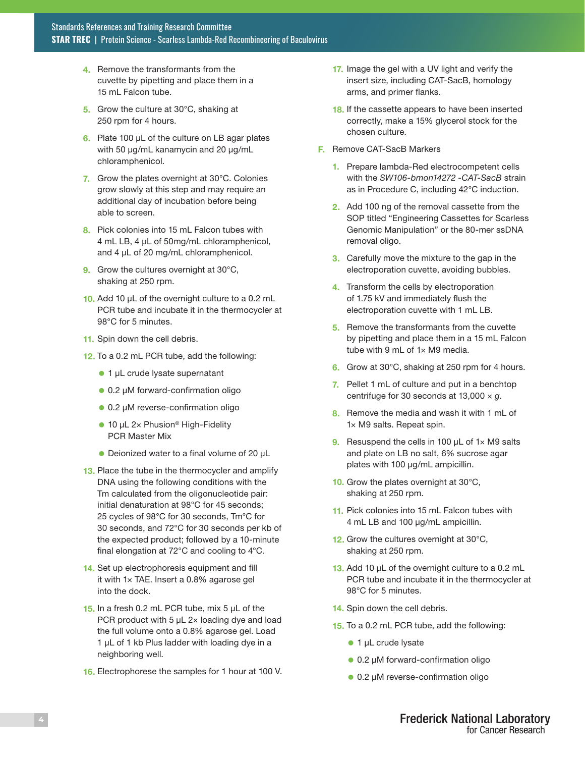4. Remove the transformants from the cuvette by pipetting and place them in a 15 mL Falcon tube.
5. Grow the culture at 30°C, shaking at 250 rpm for 4 hours.
6. Plate 100 µL of the culture on LB agar plates with 50 µg/mL kanamycin and 20 µg/mL chloramphenicol.
7. Grow the plates overnight at 30°C. Colonies grow slowly at this step and may require an additional day of incubation before being able to screen.
8. Pick colonies into 15 mL Falcon tubes with 4 mL LB, 4 µL of 50mg/mL chloramphenicol, and 4 µL of 20 mg/mL chloramphenicol.
9. Grow the cultures overnight at 30°C, shaking at 250 rpm.
10. Add 10 µL of the overnight culture to a 0.2 mL PCR tube and incubate it in the thermocycler at 98°C for 5 minutes.
11. Spin down the cell debris.
12. To a 0.2 mL PCR tube, add the following:
    - 1 µL crude lysate supernatant
    - 0.2 µM forward-confirmation oligo
    - 0.2 µM reverse-confirmation oligo
    - 10 µL 2× Phusion® High-Fidelity PCR Master Mix
    - Deionized water to a final volume of 20 µL
13. Place the tube in the thermocycler and amplify DNA using the following conditions with the Tm calculated from the oligonucleotide pair: initial denaturation at 98°C for 45 seconds; 25 cycles of 98°C for 30 seconds, Tm°C for 30 seconds, and 72°C for 30 seconds per kb of the expected product; followed by a 10-minute final elongation at 72°C and cooling to 4°C.
14. Set up electrophoresis equipment and fill it with 1× TAE. Insert a 0.8% agarose gel into the dock.
15. In a fresh 0.2 mL PCR tube, mix 5 µL of the PCR product with 5 µL 2× loading dye and load the full volume onto a 0.8% agarose gel. Load 1 µL of 1 kb Plus ladder with loading dye in a neighboring well.
16. Electrophorese the samples for 1 hour at 100 V.
17. Image the gel with a UV light and verify the insert size, including CAT-SacB, homology arms, and primer flanks.
18. If the cassette appears to have been inserted correctly, make a 15% glycerol stock for the chosen culture.

F. Remove CAT-SacB Markers

1. Prepare lambda-Red electrocompetent cells with the *SW106-bmon14272 -CAT-SacB* strain as in Procedure C, including 42°C induction.
2. Add 100 ng of the removal cassette from the SOP titled "Engineering Cassettes for Scarless Genomic Manipulation" or the 80-mer ssDNA removal oligo.
3. Carefully move the mixture to the gap in the electroporation cuvette, avoiding bubbles.
4. Transform the cells by electroporation of 1.75 kV and immediately flush the electroporation cuvette with 1 mL LB.
5. Remove the transformants from the cuvette by pipetting and place them in a 15 mL Falcon tube with 9 mL of 1× M9 media.
6. Grow at 30°C, shaking at 250 rpm for 4 hours.
7. Pellet 1 mL of culture and put in a benchtop centrifuge for 30 seconds at 13,000 × *g*.
8. Remove the media and wash it with 1 mL of 1× M9 salts. Repeat spin.
9. Resuspend the cells in 100 µL of 1× M9 salts and plate on LB no salt, 6% sucrose agar plates with 100 µg/mL ampicillin.
10. Grow the plates overnight at 30°C, shaking at 250 rpm.
11. Pick colonies into 15 mL Falcon tubes with 4 mL LB and 100 µg/mL ampicillin.
12. Grow the cultures overnight at 30°C, shaking at 250 rpm.
13. Add 10 µL of the overnight culture to a 0.2 mL PCR tube and incubate it in the thermocycler at 98°C for 5 minutes.
14. Spin down the cell debris.
15. To a 0.2 mL PCR tube, add the following:
    - 1 µL crude lysate
    - 0.2 µM forward-confirmation oligo
    - 0.2 µM reverse-confirmation oligo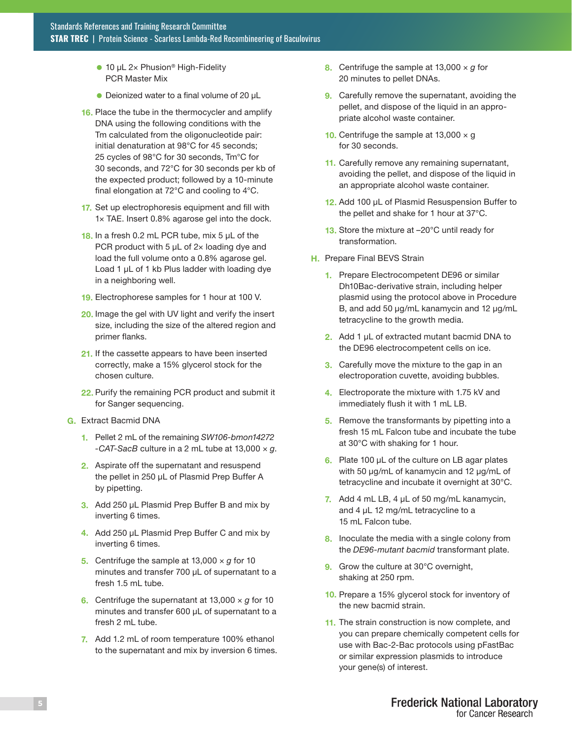- 10 µL 2× Phusion® High-Fidelity PCR Master Mix
- Deionized water to a final volume of 20 µL

16. Place the tube in the thermocycler and amplify DNA using the following conditions with the Tm calculated from the oligonucleotide pair: initial denaturation at 98°C for 45 seconds; 25 cycles of 98°C for 30 seconds, Tm°C for 30 seconds, and 72°C for 30 seconds per kb of the expected product; followed by a 10-minute final elongation at 72°C and cooling to 4°C.
17. Set up electrophoresis equipment and fill with 1× TAE. Insert 0.8% agarose gel into the dock.
18. In a fresh 0.2 mL PCR tube, mix 5 µL of the PCR product with 5 µL of 2× loading dye and load the full volume onto a 0.8% agarose gel. Load 1 µL of 1 kb Plus ladder with loading dye in a neighboring well.
19. Electrophorese samples for 1 hour at 100 V.
20. Image the gel with UV light and verify the insert size, including the size of the altered region and primer flanks.
21. If the cassette appears to have been inserted correctly, make a 15% glycerol stock for the chosen culture.
22. Purify the remaining PCR product and submit it for Sanger sequencing.

## G. Extract Bacmid DNA

1. Pellet 2 mL of the remaining *SW106-bmon14272-CAT-SacB* culture in a 2 mL tube at 13,000 × *g*.
2. Aspirate off the supernatant and resuspend the pellet in 250 µL of Plasmid Prep Buffer A by pipetting.
3. Add 250 µL Plasmid Prep Buffer B and mix by inverting 6 times.
4. Add 250 µL Plasmid Prep Buffer C and mix by inverting 6 times.
5. Centrifuge the sample at 13,000 × *g* for 10 minutes and transfer 700 µL of supernatant to a fresh 1.5 mL tube.
6. Centrifuge the supernatant at 13,000 × *g* for 10 minutes and transfer 600 µL of supernatant to a fresh 2 mL tube.
7. Add 1.2 mL of room temperature 100% ethanol to the supernatant and mix by inversion 6 times.
8. Centrifuge the sample at 13,000 × *g* for 20 minutes to pellet DNAs.
9. Carefully remove the supernatant, avoiding the pellet, and dispose of the liquid in an appropriate alcohol waste container.
10. Centrifuge the sample at 13,000 × g for 30 seconds.
11. Carefully remove any remaining supernatant, avoiding the pellet, and dispose of the liquid in an appropriate alcohol waste container.
12. Add 100 µL of Plasmid Resuspension Buffer to the pellet and shake for 1 hour at 37°C.
13. Store the mixture at –20°C until ready for transformation.

## H. Prepare Final BEVS Strain

1. Prepare Electrocompetent DE96 or similar Dh10Bac-derivative strain, including helper plasmid using the protocol above in Procedure B, and add 50 µg/mL kanamycin and 12 µg/mL tetracycline to the growth media.
2. Add 1 µL of extracted mutant bacmid DNA to the DE96 electrocompetent cells on ice.
3. Carefully move the mixture to the gap in an electroporation cuvette, avoiding bubbles.
4. Electroporate the mixture with 1.75 kV and immediately flush it with 1 mL LB.
5. Remove the transformants by pipetting into a fresh 15 mL Falcon tube and incubate the tube at 30°C with shaking for 1 hour.
6. Plate 100 µL of the culture on LB agar plates with 50 µg/mL of kanamycin and 12 µg/mL of tetracycline and incubate it overnight at 30°C.
7. Add 4 mL LB, 4 µL of 50 mg/mL kanamycin, and 4 µL 12 mg/mL tetracycline to a 15 mL Falcon tube.
8. Inoculate the media with a single colony from the *DE96-mutant bacmid* transformant plate.
9. Grow the culture at 30°C overnight, shaking at 250 rpm.
10. Prepare a 15% glycerol stock for inventory of the new bacmid strain.
11. The strain construction is now complete, and you can prepare chemically competent cells for use with Bac-2-Bac protocols using pFastBac or similar expression plasmids to introduce your gene(s) of interest.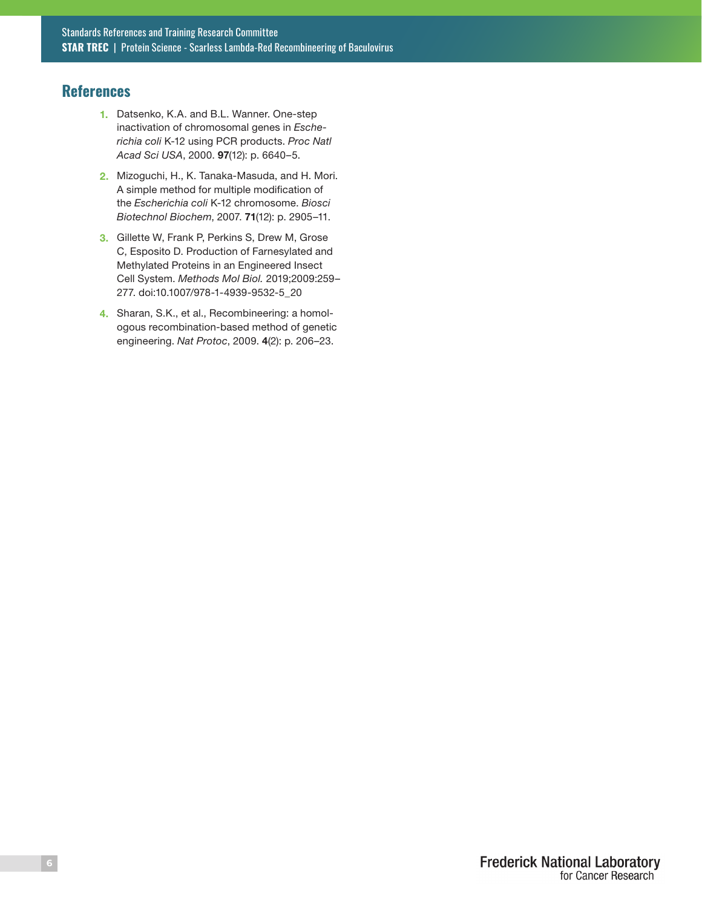## References

1. Datsenko, K.A. and B.L. Wanner. One-step inactivation of chromosomal genes in *Escherichia coli* K-12 using PCR products. *Proc Natl Acad Sci USA*, 2000. **97**(12): p. 6640–5.
2. Mizoguchi, H., K. Tanaka-Masuda, and H. Mori. A simple method for multiple modification of the *Escherichia coli* K-12 chromosome. *Biosci Biotechnol Biochem*, 2007. **71**(12): p. 2905–11.
3. Gillette W, Frank P, Perkins S, Drew M, Grose C, Esposito D. Production of Farnesylated and Methylated Proteins in an Engineered Insect Cell System. *Methods Mol Biol.* 2019;2009:259–277. doi:10.1007/978-1-4939-9532-5_20
4. Sharan, S.K., et al., Recombineering: a homologous recombination-based method of genetic engineering. *Nat Protoc*, 2009. **4**(2): p. 206–23.